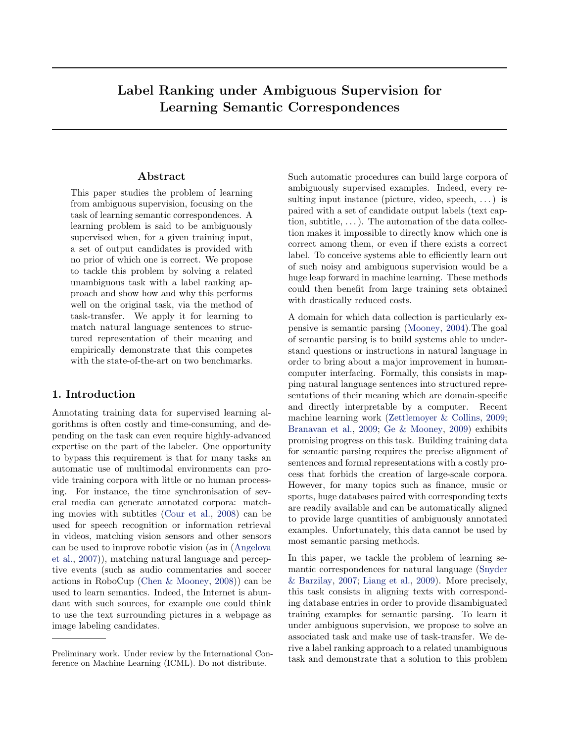# Label Ranking under Ambiguous Supervision for Learning Semantic Correspondences

## Abstract

This paper studies the problem of learning from ambiguous supervision, focusing on the task of learning semantic correspondences. A learning problem is said to be ambiguously supervised when, for a given training input, a set of output candidates is provided with no prior of which one is correct. We propose to tackle this problem by solving a related unambiguous task with a label ranking approach and show how and why this performs well on the original task, via the method of task-transfer. We apply it for learning to match natural language sentences to structured representation of their meaning and empirically demonstrate that this competes with the state-of-the-art on two benchmarks.

## 1. Introduction

Annotating training data for supervised learning algorithms is often costly and time-consuming, and depending on the task can even require highly-advanced expertise on the part of the labeler. One opportunity to bypass this requirement is that for many tasks an automatic use of multimodal environments can provide training corpora with little or no human processing. For instance, the time synchronisation of several media can generate annotated corpora: matching movies with subtitles (Cour et al., 2008) can be used for speech recognition or information retrieval in videos, matching vision sensors and other sensors can be used to improve robotic vision (as in (Angelova et al., 2007)), matching natural language and perceptive events (such as audio commentaries and soccer actions in RoboCup (Chen & Mooney, 2008)) can be used to learn semantics. Indeed, the Internet is abundant with such sources, for example one could think to use the text surrounding pictures in a webpage as image labeling candidates.

Such automatic procedures can build large corpora of ambiguously supervised examples. Indeed, every resulting input instance (picture, video, speech, ...) is paired with a set of candidate output labels (text caption, subtitle, ...). The automation of the data collection makes it impossible to directly know which one is correct among them, or even if there exists a correct label. To conceive systems able to efficiently learn out of such noisy and ambiguous supervision would be a huge leap forward in machine learning. These methods could then benefit from large training sets obtained with drastically reduced costs.

A domain for which data collection is particularly expensive is semantic parsing (Mooney, 2004).The goal of semantic parsing is to build systems able to understand questions or instructions in natural language in order to bring about a major improvement in human-computer interfacing. Formally, this consists in mapping natural language sentences into structured representations of their meaning which are domain-specific and directly interpretable by a computer. Recent machine learning work (Zettlemoyer & Collins, 2009; Branavan et al., 2009; Ge & Mooney, 2009) exhibits promising progress on this task. Building training data for semantic parsing requires the precise alignment of sentences and formal representations with a costly process that forbids the creation of large-scale corpora. However, for many topics such as finance, music or sports, huge databases paired with corresponding texts are readily available and can be automatically aligned to provide large quantities of ambiguously annotated examples. Unfortunately, this data cannot be used by most semantic parsing methods.

In this paper, we tackle the problem of learning semantic correspondences for natural language (Snyder & Barzilay, 2007; Liang et al., 2009). More precisely, this task consists in aligning texts with corresponding database entries in order to provide disambiguated training examples for semantic parsing. To learn it under ambiguous supervision, we propose to solve an associated task and make use of task-transfer. We derive a label ranking approach to a related unambiguous task and demonstrate that a solution to this problem

Preliminary work. Under review by the International Conference on Machine Learning (ICML). Do not distribute.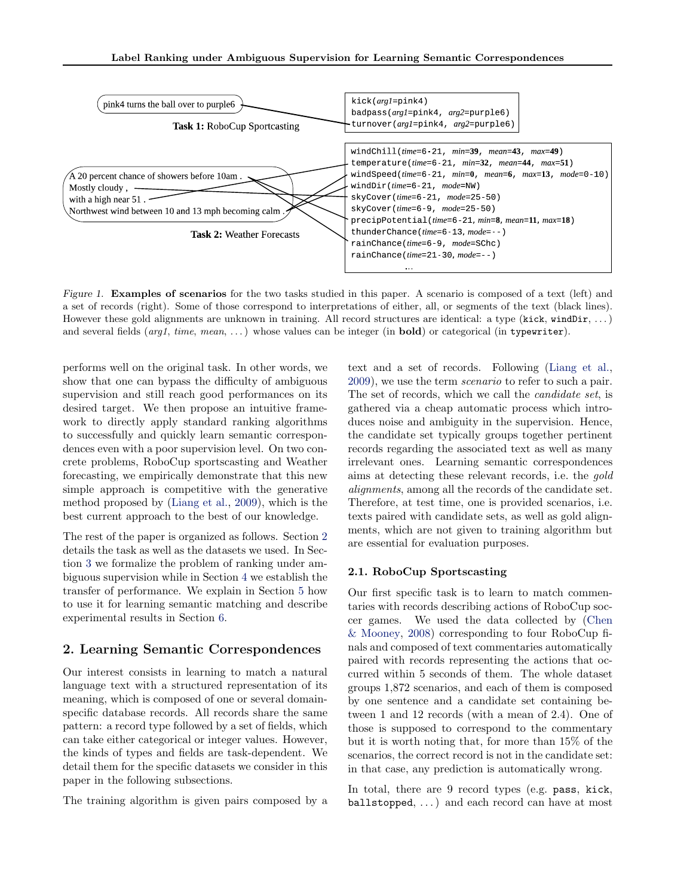pink4 turns the ball over to purple6

**Task 1:** RoboCup Sportcasting

```
kick(arg1=pink4)
badpass(arg1=pink4, arg2=purple6)
turnover(arg1=pink4, arg2=purple6)
```

A 20 percent chance of showers before 10am .
Mostly cloudy ,
with a high near 51 .
Northwest wind between 10 and 13 mph becoming calm .

**Task 2:** Weather Forecasts

```
windChill(time=6-21, min=39, mean=43, max=49)
temperature(time=6-21, min=32, mean=44, max=51)
windSpeed(time=6-21, min=0, mean=6, max=13, mode=0-10)
windDir(time=6-21, mode=NW)
skyCover(time=6-21, mode=25-50)
skyCover(time=6-9, mode=25-50)
precipPotential(time=6-21, min=8, mean=11, max=18)
thunderChance(time=6-13, mode=--)
rainChance(time=6-9, mode=SChc)
rainChance(time=21-30, mode=--)
...
```

*Figure 1.* **Examples of scenarios** for the two tasks studied in this paper. A scenario is composed of a text (left) and a set of records (right). Some of those correspond to interpretations of either, all, or segments of the text (black lines). However these gold alignments are unknown in training. All record structures are identical: a type (`kick`, `windDir`, ...) and several fields (*arg1*, *time*, *mean*, ...) whose values can be integer (in **bold**) or categorical (in `typewriter`).

performs well on the original task. In other words, we show that one can bypass the difficulty of ambiguous supervision and still reach good performances on its desired target. We then propose an intuitive framework to directly apply standard ranking algorithms to successfully and quickly learn semantic correspondences even with a poor supervision level. On two concrete problems, RoboCup sportscasting and Weather forecasting, we empirically demonstrate that this new simple approach is competitive with the generative method proposed by (Liang et al., 2009), which is the best current approach to the best of our knowledge.

The rest of the paper is organized as follows. Section 2 details the task as well as the datasets we used. In Section 3 we formalize the problem of ranking under ambiguous supervision while in Section 4 we establish the transfer of performance. We explain in Section 5 how to use it for learning semantic matching and describe experimental results in Section 6.

## 2. Learning Semantic Correspondences

Our interest consists in learning to match a natural language text with a structured representation of its meaning, which is composed of one or several domain-specific database records. All records share the same pattern: a record type followed by a set of fields, which can take either categorical or integer values. However, the kinds of types and fields are task-dependent. We detail them for the specific datasets we consider in this paper in the following subsections.

The training algorithm is given pairs composed by a text and a set of records. Following (Liang et al., 2009), we use the term *scenario* to refer to such a pair. The set of records, which we call the *candidate set*, is gathered via a cheap automatic process which introduces noise and ambiguity in the supervision. Hence, the candidate set typically groups together pertinent records regarding the associated text as well as many irrelevant ones. Learning semantic correspondences aims at detecting these relevant records, i.e. the *gold alignments*, among all the records of the candidate set. Therefore, at test time, one is provided scenarios, i.e. texts paired with candidate sets, as well as gold alignments, which are not given to training algorithm but are essential for evaluation purposes.

### 2.1. RoboCup Sportscasting

Our first specific task is to learn to match commentaries with records describing actions of RoboCup soccer games. We used the data collected by (Chen & Mooney, 2008) corresponding to four RoboCup finals and composed of text commentaries automatically paired with records representing the actions that occurred within 5 seconds of them. The whole dataset groups 1,872 scenarios, and each of them is composed by one sentence and a candidate set containing between 1 and 12 records (with a mean of 2.4). One of those is supposed to correspond to the commentary but it is worth noting that, for more than 15% of the scenarios, the correct record is not in the candidate set: in that case, any prediction is automatically wrong.

In total, there are 9 record types (e.g. `pass`, `kick`, `ballstopped`, ...) and each record can have at most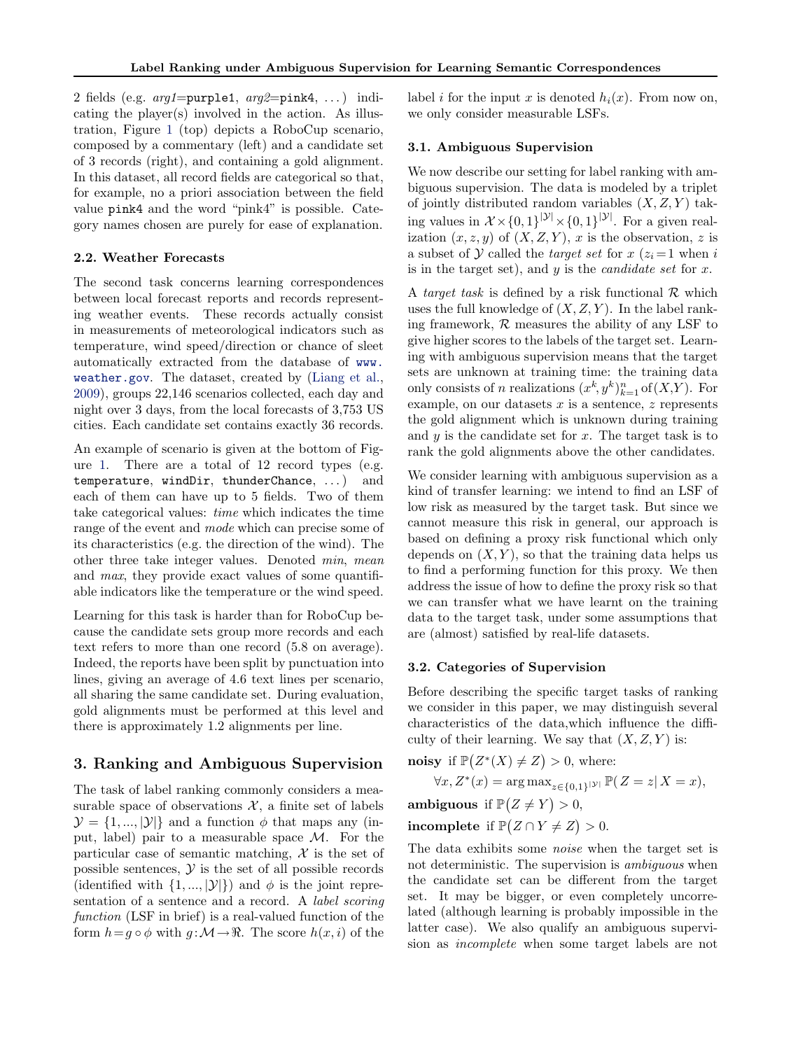2 fields (e.g. *arg1*=purple1, *arg2*=pink4, ...) indicating the player(s) involved in the action. As illustration, Figure 1 (top) depicts a RoboCup scenario, composed by a commentary (left) and a candidate set of 3 records (right), and containing a gold alignment. In this dataset, all record fields are categorical so that, for example, no a priori association between the field value pink4 and the word "pink4" is possible. Category names chosen are purely for ease of explanation.

### 2.2. Weather Forecasts

The second task concerns learning correspondences between local forecast reports and records representing weather events. These records actually consist in measurements of meteorological indicators such as temperature, wind speed/direction or chance of sleet automatically extracted from the database of www.weather.gov. The dataset, created by (Liang et al., 2009), groups 22,146 scenarios collected, each day and night over 3 days, from the local forecasts of 3,753 US cities. Each candidate set contains exactly 36 records.

An example of scenario is given at the bottom of Figure 1. There are a total of 12 record types (e.g. temperature, windDir, thunderChance, ...) and each of them can have up to 5 fields. Two of them take categorical values: *time* which indicates the time range of the event and *mode* which can precise some of its characteristics (e.g. the direction of the wind). The other three take integer values. Denoted *min*, *mean* and *max*, they provide exact values of some quantifiable indicators like the temperature or the wind speed.

Learning for this task is harder than for RoboCup because the candidate sets group more records and each text refers to more than one record (5.8 on average). Indeed, the reports have been split by punctuation into lines, giving an average of 4.6 text lines per scenario, all sharing the same candidate set. During evaluation, gold alignments must be performed at this level and there is approximately 1.2 alignments per line.

## 3. Ranking and Ambiguous Supervision

The task of label ranking commonly considers a measurable space of observations $\mathcal{X}$, a finite set of labels $\mathcal{Y} = \{1, ..., |\mathcal{Y}|\}$ and a function $\phi$ that maps any (input, label) pair to a measurable space $\mathcal{M}$. For the particular case of semantic matching, $\mathcal{X}$ is the set of possible sentences, $\mathcal{Y}$ is the set of all possible records (identified with $\{1, ..., |\mathcal{Y}|\}$) and $\phi$ is the joint representation of a sentence and a record. A *label scoring function* (LSF in brief) is a real-valued function of the form $h = g \circ \phi$ with $g : \mathcal{M} \rightarrow \Re$. The score $h(x, i)$ of the label $i$ for the input $x$ is denoted $h_i(x)$. From now on, we only consider measurable LSFs.

### 3.1. Ambiguous Supervision

We now describe our setting for label ranking with ambiguous supervision. The data is modeled by a triplet of jointly distributed random variables $(X, Z, Y)$ taking values in $\mathcal{X} \times \{0,1\}^{|\mathcal{Y}|} \times \{0,1\}^{|\mathcal{Y}|}$. For a given realization $(x, z, y)$ of $(X, Z, Y)$, $x$ is the observation, $z$ is a subset of $\mathcal{Y}$ called the *target set* for $x$ ($z_i = 1$ when $i$ is in the target set), and $y$ is the *candidate set* for $x$.

A *target task* is defined by a risk functional $\mathcal{R}$ which uses the full knowledge of $(X, Z, Y)$. In the label ranking framework, $\mathcal{R}$ measures the ability of any LSF to give higher scores to the labels of the target set. Learning with ambiguous supervision means that the target sets are unknown at training time: the training data only consists of $n$ realizations $(x^k, y^k)_{k=1}^n$ of $(X, Y)$. For example, on our datasets $x$ is a sentence, $z$ represents the gold alignment which is unknown during training and $y$ is the candidate set for $x$. The target task is to rank the gold alignments above the other candidates.

We consider learning with ambiguous supervision as a kind of transfer learning: we intend to find an LSF of low risk as measured by the target task. But since we cannot measure this risk in general, our approach is based on defining a proxy risk functional which only depends on $(X, Y)$, so that the training data helps us to find a performing function for this proxy. We then address the issue of how to define the proxy risk so that we can transfer what we have learnt on the training data to the target task, under some assumptions that are (almost) satisfied by real-life datasets.

### 3.2. Categories of Supervision

Before describing the specific target tasks of ranking we consider in this paper, we may distinguish several characteristics of the data,which influence the difficulty of their learning. We say that $(X, Z, Y)$ is:

**noisy** if $\mathbb{P}\big(Z^*(X) \neq Z\big) > 0$, where:

$$\forall x, Z^*(x) = \arg\max_{z \in \{0,1\}^{|\mathcal{Y}|}} \mathbb{P}(Z = z | X = x),$$

**ambiguous** if $\mathbb{P}\big(Z \neq Y\big) > 0$,

**incomplete** if $\mathbb{P}\big(Z \cap Y \neq Z\big) > 0$.

The data exhibits some *noise* when the target set is not deterministic. The supervision is *ambiguous* when the candidate set can be different from the target set. It may be bigger, or even completely uncorrelated (although learning is probably impossible in the latter case). We also qualify an ambiguous supervision as *incomplete* when some target labels are not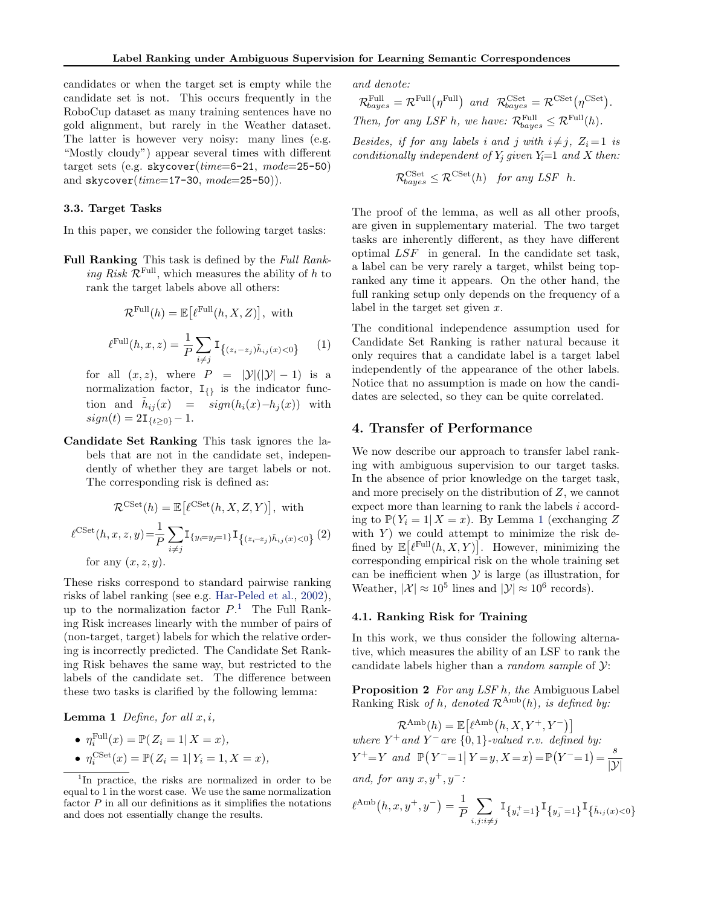candidates or when the target set is empty while the candidate set is not. This occurs frequently in the RoboCup dataset as many training sentences have no gold alignment, but rarely in the Weather dataset. The latter is however very noisy: many lines (e.g. "Mostly cloudy") appear several times with different target sets (e.g. skycover(*time*=6-21, *mode*=25-50) and skycover(*time*=17-30, *mode*=25-50)).

### 3.3. Target Tasks

In this paper, we consider the following target tasks:

**Full Ranking** This task is defined by the *Full Ranking Risk* $\mathcal{R}^{\text{Full}}$, which measures the ability of $h$ to rank the target labels above all others:

$$\mathcal{R}^{\text{Full}}(h) = \mathbb{E}\big[\ell^{\text{Full}}(h, X, Z)\big], \text{ with}$$

$$\ell^{\text{Full}}(h, x, z) = \frac{1}{P} \sum_{i \neq j} \mathbb{I}_{\{(z_i - z_j)\tilde{h}_{ij}(x) < 0\}} \quad (1)$$

for all $(x, z)$, where $P = |\mathcal{Y}|(|\mathcal{Y}| - 1)$ is a normalization factor, $\mathbb{I}_{\{\}}$ is the indicator function and $\tilde{h}_{ij}(x) = sign(h_i(x) - h_j(x))$ with $sign(t) = 2\mathbb{I}_{\{t \geq 0\}} - 1$.

**Candidate Set Ranking** This task ignores the labels that are not in the candidate set, independently of whether they are target labels or not. The corresponding risk is defined as:

$$\mathcal{R}^{\text{CSet}}(h) = \mathbb{E}\big[\ell^{\text{CSet}}(h, X, Z, Y)\big], \text{ with}$$

$$\ell^{\text{CSet}}(h, x, z, y) = \frac{1}{P} \sum_{i \neq j} \mathbb{I}_{\{y_i = y_j = 1\}} \mathbb{I}_{\{(z_i - z_j)\tilde{h}_{ij}(x) < 0\}} \quad (2)$$

for any $(x, z, y)$.

These risks correspond to standard pairwise ranking risks of label ranking (see e.g. Har-Peled et al., 2002), up to the normalization factor $P$.[1] The Full Ranking Risk increases linearly with the number of pairs of (non-target, target) labels for which the relative ordering is incorrectly predicted. The Candidate Set Ranking Risk behaves the same way, but restricted to the labels of the candidate set. The difference between these two tasks is clarified by the following lemma:

**Lemma 1** *Define, for all $x, i$,*

- $\eta_i^{\text{Full}}(x) = \mathbb{P}(Z_i = 1 | X = x)$,
- $\eta_i^{\text{CSet}}(x) = \mathbb{P}(Z_i = 1 | Y_i = 1, X = x)$,

*and denote:*

$\mathcal{R}_{bayes}^{\text{Full}} = \mathcal{R}^{\text{Full}}(\eta^{\text{Full}})$ *and* $\mathcal{R}_{bayes}^{\text{CSet}} = \mathcal{R}^{\text{CSet}}(\eta^{\text{CSet}})$.

*Then, for any LSF $h$, we have:* $\mathcal{R}_{bayes}^{\text{Full}} \leq \mathcal{R}^{\text{Full}}(h)$.

*Besides, if for any labels $i$ and $j$ with $i \neq j$, $Z_i = 1$ is conditionally independent of $Y_j$ given $Y_i = 1$ and $X$ then:*

$$\mathcal{R}_{bayes}^{\text{CSet}} \leq \mathcal{R}^{\text{CSet}}(h) \quad \textit{for any LSF } h.$$

The proof of the lemma, as well as all other proofs, are given in supplementary material. The two target tasks are inherently different, as they have different optimal *LSF* in general. In the candidate set task, a label can be very rarely a target, whilst being top-ranked any time it appears. On the other hand, the full ranking setup only depends on the frequency of a label in the target set given $x$.

The conditional independence assumption used for Candidate Set Ranking is rather natural because it only requires that a candidate label is a target label independently of the appearance of the other labels. Notice that no assumption is made on how the candidates are selected, so they can be quite correlated.

## 4. Transfer of Performance

We now describe our approach to transfer label ranking with ambiguous supervision to our target tasks. In the absence of prior knowledge on the target task, and more precisely on the distribution of $Z$, we cannot expect more than learning to rank the labels $i$ according to $\mathbb{P}(Y_i = 1 | X = x)$. By Lemma 1 (exchanging $Z$ with $Y$) we could attempt to minimize the risk defined by $\mathbb{E}\big[\ell^{\text{Full}}(h, X, Y)\big]$. However, minimizing the corresponding empirical risk on the whole training set can be inefficient when $\mathcal{Y}$ is large (as illustration, for Weather, $|\mathcal{X}| \approx 10^5$ lines and $|\mathcal{Y}| \approx 10^6$ records).

### 4.1. Ranking Risk for Training

In this work, we thus consider the following alternative, which measures the ability of an LSF to rank the candidate labels higher than a *random sample* of $\mathcal{Y}$:

**Proposition 2** *For any LSF $h$, the* Ambiguous Label Ranking Risk *of $h$, denoted $\mathcal{R}^{\text{Amb}}(h)$, is defined by:*

$$\mathcal{R}^{\text{Amb}}(h) = \mathbb{E}\big[\ell^{\text{Amb}}(h, X, Y^+, Y^-)\big]$$

*where $Y^+$ and $Y^-$ are $\{0,1\}$-valued r.v. defined by:*

$Y^+ = Y$ *and* $\mathbb{P}\big(Y^- = 1 \big| Y = y, X = x\big) = \mathbb{P}\big(Y^- = 1\big) = \dfrac{s}{|\mathcal{Y}|}$

*and, for any $x, y^+, y^-$:*

$$\ell^{\text{Amb}}\big(h, x, y^+, y^-\big) = \frac{1}{P} \sum_{i,j: i \neq j} \mathbb{I}_{\{y_i^+ = 1\}} \mathbb{I}_{\{y_j^- = 1\}} \mathbb{I}_{\{\tilde{h}_{ij}(x) < 0\}}$$

[1] In practice, the risks are normalized in order to be equal to 1 in the worst case. We use the same normalization factor $P$ in all our definitions as it simplifies the notations and does not essentially change the results.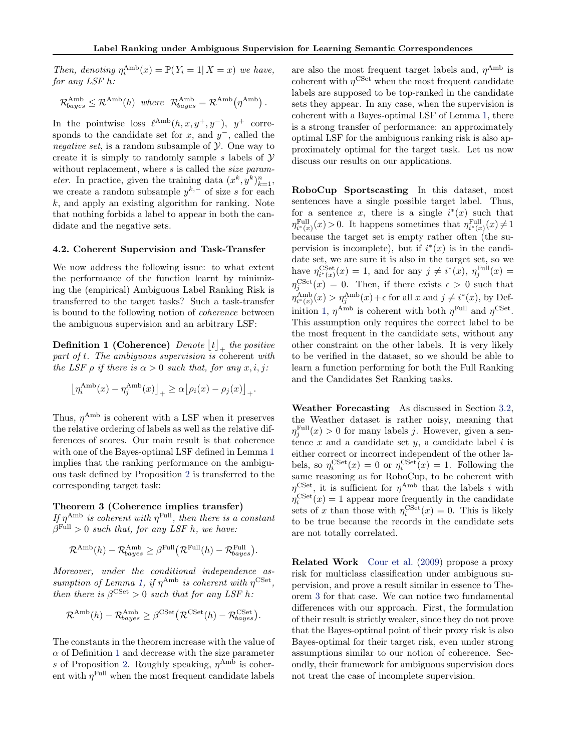*Then, denoting $\eta_i^{\text{Amb}}(x) = \mathbb{P}(Y_i = 1 | X = x)$ we have, for any LSF $h$:*

$$\mathcal{R}_{bayes}^{\text{Amb}} \leq \mathcal{R}^{\text{Amb}}(h) \text{ where } \mathcal{R}_{bayes}^{\text{Amb}} = \mathcal{R}^{\text{Amb}}\big(\eta^{\text{Amb}}\big).$$

In the pointwise loss $\ell^{\text{Amb}}(h, x, y^+, y^-)$, $y^+$ corresponds to the candidate set for $x$, and $y^-$, called the *negative set*, is a random subsample of $\mathcal{Y}$. One way to create it is simply to randomly sample $s$ labels of $\mathcal{Y}$ without replacement, where $s$ is called the *size parameter*. In practice, given the training data $(x^k, y^k)_{k=1}^n$, we create a random subsample $y^{k,-}$ of size $s$ for each $k$, and apply an existing algorithm for ranking. Note that nothing forbids a label to appear in both the candidate and the negative sets.

### 4.2. Coherent Supervision and Task-Transfer

We now address the following issue: to what extent the performance of the function learnt by minimizing the (empirical) Ambiguous Label Ranking Risk is transferred to the target tasks? Such a task-transfer is bound to the following notion of *coherence* between the ambiguous supervision and an arbitrary LSF:

**Definition 1 (Coherence)** *Denote $\lfloor t \rfloor_+$ the positive part of $t$. The ambiguous supervision is* coherent *with the LSF $\rho$ if there is $\alpha > 0$ such that, for any $x, i, j$:*

$$\big\lfloor \eta_i^{\text{Amb}}(x) - \eta_j^{\text{Amb}}(x) \big\rfloor_+ \geq \alpha \big\lfloor \rho_i(x) - \rho_j(x) \big\rfloor_+ .$$

Thus, $\eta^{\text{Amb}}$ is coherent with a LSF when it preserves the relative ordering of labels as well as the relative differences of scores. Our main result is that coherence with one of the Bayes-optimal LSF defined in Lemma 1 implies that the ranking performance on the ambiguous task defined by Proposition 2 is transferred to the corresponding target task:

**Theorem 3 (Coherence implies transfer)** *If $\eta^{\text{Amb}}$ is coherent with $\eta^{\text{Full}}$, then there is a constant $\beta^{\text{Full}} > 0$ such that, for any LSF $h$, we have:*

$$\mathcal{R}^{\text{Amb}}(h) - \mathcal{R}_{bayes}^{\text{Amb}} \geq \beta^{\text{Full}}\big(\mathcal{R}^{\text{Full}}(h) - \mathcal{R}_{bayes}^{\text{Full}}\big).$$

*Moreover, under the conditional independence assumption of Lemma 1, if $\eta^{\text{Amb}}$ is coherent with $\eta^{\text{CSet}}$, then there is $\beta^{\text{CSet}} > 0$ such that for any LSF $h$:*

$$\mathcal{R}^{\text{Amb}}(h) - \mathcal{R}_{bayes}^{\text{Amb}} \geq \beta^{\text{CSet}}\big(\mathcal{R}^{\text{CSet}}(h) - \mathcal{R}_{bayes}^{\text{CSet}}\big).$$

The constants in the theorem increase with the value of $\alpha$ of Definition 1 and decrease with the size parameter $s$ of Proposition 2. Roughly speaking, $\eta^{\text{Amb}}$ is coherent with $\eta^{\text{Full}}$ when the most frequent candidate labels are also the most frequent target labels and, $\eta^{\text{Amb}}$ is coherent with $\eta^{\text{CSet}}$ when the most frequent candidate labels are supposed to be top-ranked in the candidate sets they appear. In any case, when the supervision is coherent with a Bayes-optimal LSF of Lemma 1, there is a strong transfer of performance: an approximately optimal LSF for the ambiguous ranking risk is also approximately optimal for the target task. Let us now discuss our results on our applications.

**RoboCup Sportscasting** In this dataset, most sentences have a single possible target label. Thus, for a sentence $x$, there is a single $i^*(x)$ such that $\eta_{i^*(x)}^{\text{Full}}(x) > 0$. It happens sometimes that $\eta_{i^*(x)}^{\text{Full}}(x) \neq 1$ because the target set is empty rather often (the supervision is incomplete), but if $i^*(x)$ is in the candidate set, we are sure it is also in the target set, so we have $\eta_{i^*(x)}^{\text{CSet}}(x) = 1$, and for any $j \neq i^*(x)$, $\eta_j^{\text{Full}}(x) = \eta_j^{\text{CSet}}(x) = 0$. Then, if there exists $\epsilon > 0$ such that $\eta_{i^*(x)}^{\text{Amb}}(x) > \eta_j^{\text{Amb}}(x) + \epsilon$ for all $x$ and $j \neq i^*(x)$, by Definition 1, $\eta^{\text{Amb}}$ is coherent with both $\eta^{\text{Full}}$ and $\eta^{\text{CSet}}$. This assumption only requires the correct label to be the most frequent in the candidate sets, without any other constraint on the other labels. It is very likely to be verified in the dataset, so we should be able to learn a function performing for both the Full Ranking and the Candidates Set Ranking tasks.

**Weather Forecasting** As discussed in Section 3.2, the Weather dataset is rather noisy, meaning that $\eta_j^{\text{Full}}(x) > 0$ for many labels $j$. However, given a sentence $x$ and a candidate set $y$, a candidate label $i$ is either correct or incorrect independent of the other labels, so $\eta_i^{\text{CSet}}(x) = 0$ or $\eta_i^{\text{CSet}}(x) = 1$. Following the same reasoning as for RoboCup, to be coherent with $\eta^{\text{CSet}}$, it is sufficient for $\eta^{\text{Amb}}$ that the labels $i$ with $\eta_i^{\text{CSet}}(x) = 1$ appear more frequently in the candidate sets of $x$ than those with $\eta_i^{\text{CSet}}(x) = 0$. This is likely to be true because the records in the candidate sets are not totally correlated.

**Related Work** Cour et al. (2009) propose a proxy risk for multiclass classification under ambiguous supervision, and prove a result similar in essence to Theorem 3 for that case. We can notice two fundamental differences with our approach. First, the formulation of their result is strictly weaker, since they do not prove that the Bayes-optimal point of their proxy risk is also Bayes-optimal for their target risk, even under strong assumptions similar to our notion of coherence. Secondly, their framework for ambiguous supervision does not treat the case of incomplete supervision.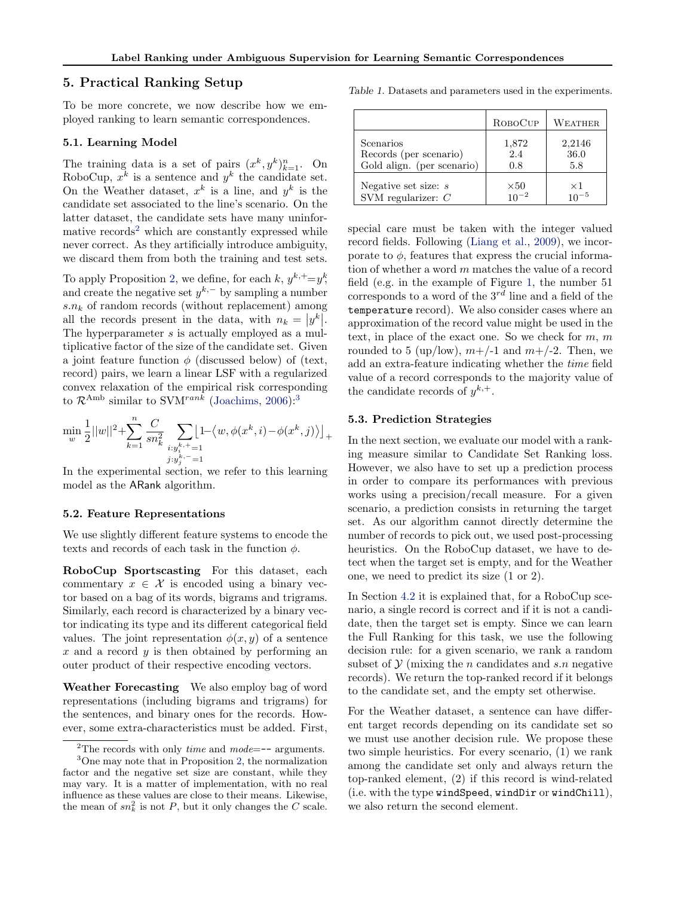## 5. Practical Ranking Setup

To be more concrete, we now describe how we employed ranking to learn semantic correspondences.

### 5.1. Learning Model

The training data is a set of pairs $(x^k, y^k)_{k=1}^n$. On RoboCup, $x^k$ is a sentence and $y^k$ the candidate set. On the Weather dataset, $x^k$ is a line, and $y^k$ is the candidate set associated to the line's scenario. On the latter dataset, the candidate sets have many uninformative records[2] which are constantly expressed while never correct. As they artificially introduce ambiguity, we discard them from both the training and test sets.

To apply Proposition 2, we define, for each $k$, $y^{k,+}=y^k$, and create the negative set $y^{k,-}$ by sampling a number $s.n_k$ of random records (without replacement) among all the records present in the data, with $n_k = |y^k|$. The hyperparameter $s$ is actually employed as a multiplicative factor of the size of the candidate set. Given a joint feature function $\phi$ (discussed below) of (text, record) pairs, we learn a linear LSF with a regularized convex relaxation of the empirical risk corresponding to $\mathcal{R}^{\text{Amb}}$ similar to SVM$^{rank}$ (Joachims, 2006):[3]

$$\min_w \frac{1}{2}||w||^2 + \sum_{k=1}^{n} \frac{C}{sn_k^2} \sum_{\substack{i:y_i^{k,+}=1 \\ j:y_j^{k,-}=1}} \left\lfloor 1 - \left\langle w, \phi(x^k, i) - \phi(x^k, j) \right\rangle \right\rfloor_+$$

In the experimental section, we refer to this learning model as the ARank algorithm.

### 5.2. Feature Representations

We use slightly different feature systems to encode the texts and records of each task in the function $\phi$.

**RoboCup Sportscasting** For this dataset, each commentary $x \in \mathcal{X}$ is encoded using a binary vector based on a bag of its words, bigrams and trigrams. Similarly, each record is characterized by a binary vector indicating its type and its different categorical field values. The joint representation $\phi(x, y)$ of a sentence $x$ and a record $y$ is then obtained by performing an outer product of their respective encoding vectors.

**Weather Forecasting** We also employ bag of word representations (including bigrams and trigrams) for the sentences, and binary ones for the records. However, some extra-characteristics must be added. First, special care must be taken with the integer valued record fields. Following (Liang et al., 2009), we incorporate to $\phi$, features that express the crucial information of whether a word $m$ matches the value of a record field (e.g. in the example of Figure 1, the number 51 corresponds to a word of the $3^{rd}$ line and a field of the `temperature` record). We also consider cases where an approximation of the record value might be used in the text, in place of the exact one. So we check for $m$, $m$ rounded to 5 (up/low), $m$+/-1 and $m$+/-2. Then, we add an extra-feature indicating whether the *time* field value of a record corresponds to the majority value of the candidate records of $y^{k,+}$.

Table 1. Datasets and parameters used in the experiments.

| | RoboCup | Weather |
|---|---|---|
| Scenarios | 1,872 | 2,2146 |
| Records (per scenario) | 2.4 | 36.0 |
| Gold align. (per scenario) | 0.8 | 5.8 |
| Negative set size: $s$ | $\times 50$ | $\times 1$ |
| SVM regularizer: $C$ | $10^{-2}$ | $10^{-5}$ |

### 5.3. Prediction Strategies

In the next section, we evaluate our model with a ranking measure similar to Candidate Set Ranking loss. However, we also have to set up a prediction process in order to compare its performances with previous works using a precision/recall measure. For a given scenario, a prediction consists in returning the target set. As our algorithm cannot directly determine the number of records to pick out, we used post-processing heuristics. On the RoboCup dataset, we have to detect when the target set is empty, and for the Weather one, we need to predict its size (1 or 2).

In Section 4.2 it is explained that, for a RoboCup scenario, a single record is correct and if it is not a candidate, then the target set is empty. Since we can learn the Full Ranking for this task, we use the following decision rule: for a given scenario, we rank a random subset of $\mathcal{Y}$ (mixing the $n$ candidates and $s.n$ negative records). We return the top-ranked record if it belongs to the candidate set, and the empty set otherwise.

For the Weather dataset, a sentence can have different target records depending on its candidate set so we must use another decision rule. We propose these two simple heuristics. For every scenario, (1) we rank among the candidate set only and always return the top-ranked element, (2) if this record is wind-related (i.e. with the type `windSpeed`, `windDir` or `windChill`), we also return the second element.

[2] The records with only *time* and *mode*=-- arguments.

[3] One may note that in Proposition 2, the normalization factor and the negative set size are constant, while they may vary. It is a matter of implementation, with no real influence as these values are close to their means. Likewise, the mean of $sn_k^2$ is not $P$, but it only changes the $C$ scale.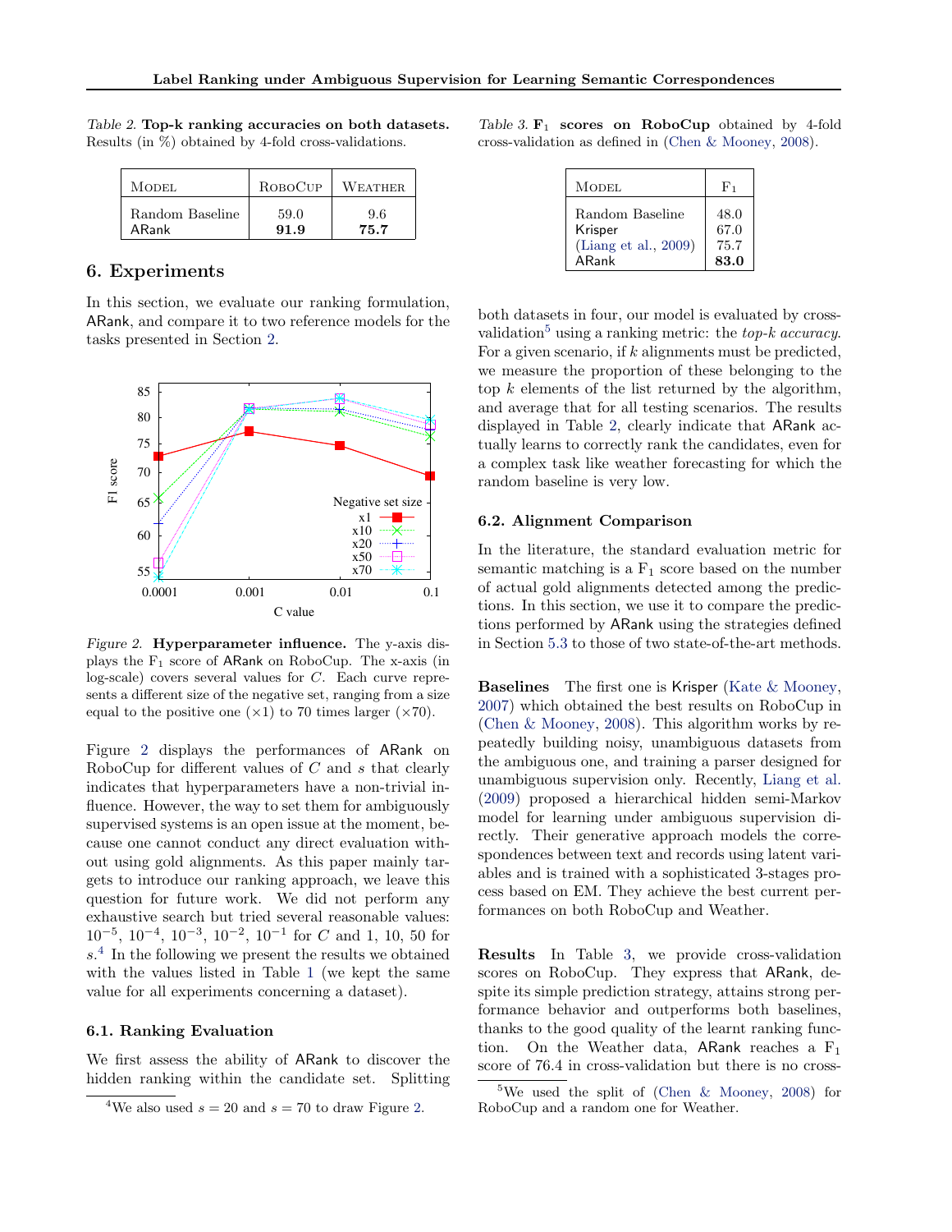Table 2. **Top-k ranking accuracies on both datasets.** Results (in %) obtained by 4-fold cross-validations.

| Model | RoboCup | Weather |
|---|---|---|
| Random Baseline | 59.0 | 9.6 |
| ARank | **91.9** | **75.7** |

## 6. Experiments

In this section, we evaluate our ranking formulation, ARank, and compare it to two reference models for the tasks presented in Section 2.

Figure 2. **Hyperparameter influence.** The y-axis displays the $F_1$ score of ARank on RoboCup. The x-axis (in log-scale) covers several values for $C$. Each curve represents a different size of the negative set, ranging from a size equal to the positive one (×1) to 70 times larger (×70).

Figure 2 displays the performances of ARank on RoboCup for different values of $C$ and $s$ that clearly indicates that hyperparameters have a non-trivial influence. However, the way to set them for ambiguously supervised systems is an open issue at the moment, because one cannot conduct any direct evaluation without using gold alignments. As this paper mainly targets to introduce our ranking approach, we leave this question for future work. We did not perform any exhaustive search but tried several reasonable values: $10^{-5}$, $10^{-4}$, $10^{-3}$, $10^{-2}$, $10^{-1}$ for $C$ and 1, 10, 50 for $s$.[4] In the following we present the results we obtained with the values listed in Table 1 (we kept the same value for all experiments concerning a dataset).

### 6.1. Ranking Evaluation

We first assess the ability of ARank to discover the hidden ranking within the candidate set. Splitting both datasets in four, our model is evaluated by cross-validation[5] using a ranking metric: the *top-k accuracy*. For a given scenario, if $k$ alignments must be predicted, we measure the proportion of these belonging to the top $k$ elements of the list returned by the algorithm, and average that for all testing scenarios. The results displayed in Table 2, clearly indicate that ARank actually learns to correctly rank the candidates, even for a complex task like weather forecasting for which the random baseline is very low.

Table 3. **$F_1$ scores on RoboCup** obtained by 4-fold cross-validation as defined in (Chen & Mooney, 2008).

| Model | $F_1$ |
|---|---|
| Random Baseline | 48.0 |
| Krisper | 67.0 |
| (Liang et al., 2009) | 75.7 |
| ARank | **83.0** |

### 6.2. Alignment Comparison

In the literature, the standard evaluation metric for semantic matching is a $F_1$ score based on the number of actual gold alignments detected among the predictions. In this section, we use it to compare the predictions performed by ARank using the strategies defined in Section 5.3 to those of two state-of-the-art methods.

**Baselines** The first one is Krisper (Kate & Mooney, 2007) which obtained the best results on RoboCup in (Chen & Mooney, 2008). This algorithm works by repeatedly building noisy, unambiguous datasets from the ambiguous one, and training a parser designed for unambiguous supervision only. Recently, Liang et al. (2009) proposed a hierarchical hidden semi-Markov model for learning under ambiguous supervision directly. Their generative approach models the correspondences between text and records using latent variables and is trained with a sophisticated 3-stages process based on EM. They achieve the best current performances on both RoboCup and Weather.

**Results** In Table 3, we provide cross-validation scores on RoboCup. They express that ARank, despite its simple prediction strategy, attains strong performance behavior and outperforms both baselines, thanks to the good quality of the learnt ranking function. On the Weather data, ARank reaches a $F_1$ score of 76.4 in cross-validation but there is no cross-

[4] We also used $s = 20$ and $s = 70$ to draw Figure 2.

[5] We used the split of (Chen & Mooney, 2008) for RoboCup and a random one for Weather.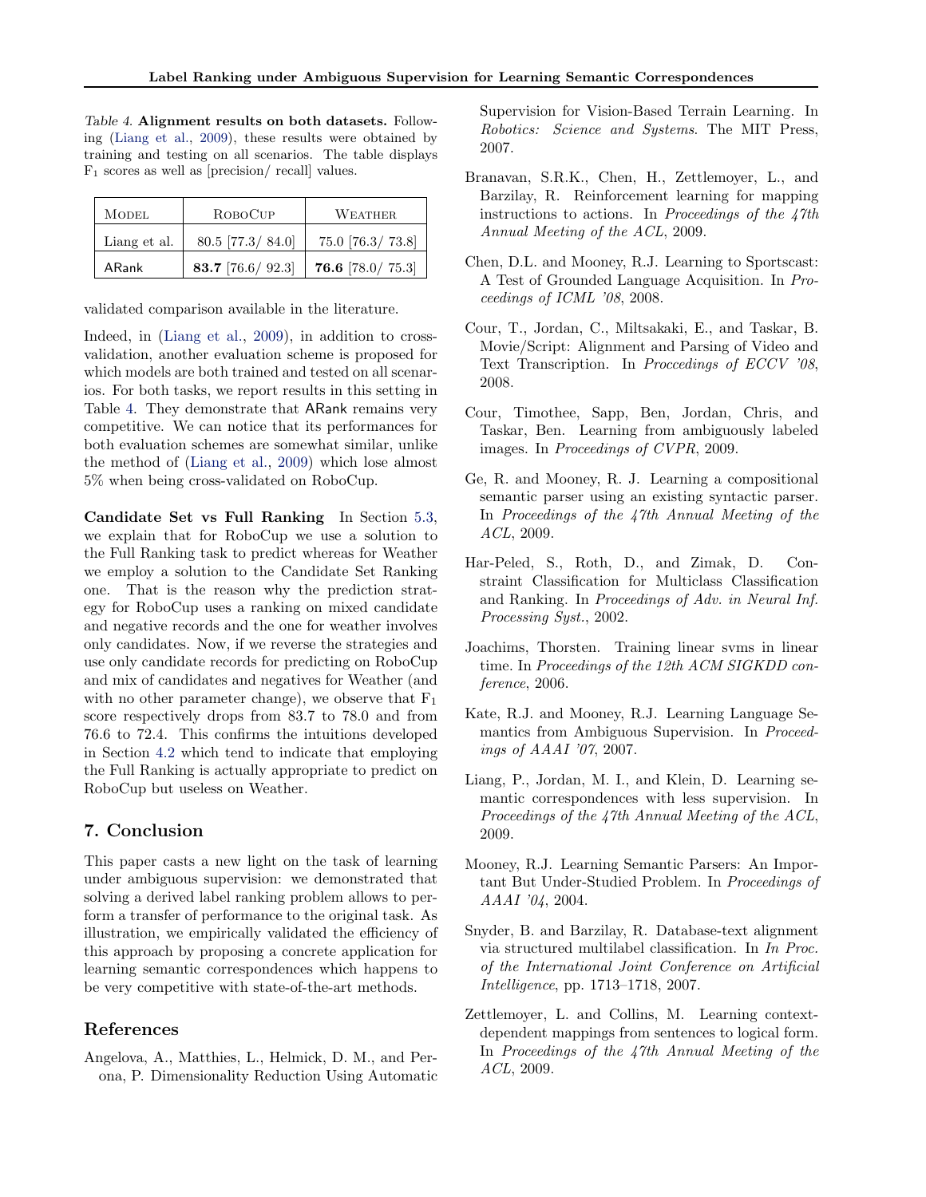*Table 4.* **Alignment results on both datasets.** Following (Liang et al., 2009), these results were obtained by training and testing on all scenarios. The table displays $F_1$ scores as well as [precision/ recall] values.

| Model | RoboCup | Weather |
|---|---|---|
| Liang et al. | 80.5 [77.3/ 84.0] | 75.0 [76.3/ 73.8] |
| ARank | **83.7** [76.6/ 92.3] | **76.6** [78.0/ 75.3] |

validated comparison available in the literature.

Indeed, in (Liang et al., 2009), in addition to cross-validation, another evaluation scheme is proposed for which models are both trained and tested on all scenarios. For both tasks, we report results in this setting in Table 4. They demonstrate that ARank remains very competitive. We can notice that its performances for both evaluation schemes are somewhat similar, unlike the method of (Liang et al., 2009) which lose almost 5% when being cross-validated on RoboCup.

**Candidate Set vs Full Ranking** In Section 5.3, we explain that for RoboCup we use a solution to the Full Ranking task to predict whereas for Weather we employ a solution to the Candidate Set Ranking one. That is the reason why the prediction strategy for RoboCup uses a ranking on mixed candidate and negative records and the one for weather involves only candidates. Now, if we reverse the strategies and use only candidate records for predicting on RoboCup and mix of candidates and negatives for Weather (and with no other parameter change), we observe that $F_1$ score respectively drops from 83.7 to 78.0 and from 76.6 to 72.4. This confirms the intuitions developed in Section 4.2 which tend to indicate that employing the Full Ranking is actually appropriate to predict on RoboCup but useless on Weather.

## 7. Conclusion

This paper casts a new light on the task of learning under ambiguous supervision: we demonstrated that solving a derived label ranking problem allows to perform a transfer of performance to the original task. As illustration, we empirically validated the efficiency of this approach by proposing a concrete application for learning semantic correspondences which happens to be very competitive with state-of-the-art methods.

## References

Angelova, A., Matthies, L., Helmick, D. M., and Perona, P. Dimensionality Reduction Using Automatic Supervision for Vision-Based Terrain Learning. In *Robotics: Science and Systems*. The MIT Press, 2007.

Branavan, S.R.K., Chen, H., Zettlemoyer, L., and Barzilay, R. Reinforcement learning for mapping instructions to actions. In *Proceedings of the 47th Annual Meeting of the ACL*, 2009.

Chen, D.L. and Mooney, R.J. Learning to Sportscast: A Test of Grounded Language Acquisition. In *Proceedings of ICML '08*, 2008.

Cour, T., Jordan, C., Miltsakaki, E., and Taskar, B. Movie/Script: Alignment and Parsing of Video and Text Transcription. In *Proccedings of ECCV '08*, 2008.

Cour, Timothee, Sapp, Ben, Jordan, Chris, and Taskar, Ben. Learning from ambiguously labeled images. In *Proceedings of CVPR*, 2009.

Ge, R. and Mooney, R. J. Learning a compositional semantic parser using an existing syntactic parser. In *Proceedings of the 47th Annual Meeting of the ACL*, 2009.

Har-Peled, S., Roth, D., and Zimak, D. Constraint Classification for Multiclass Classification and Ranking. In *Proceedings of Adv. in Neural Inf. Processing Syst.*, 2002.

Joachims, Thorsten. Training linear svms in linear time. In *Proceedings of the 12th ACM SIGKDD conference*, 2006.

Kate, R.J. and Mooney, R.J. Learning Language Semantics from Ambiguous Supervision. In *Proceedings of AAAI '07*, 2007.

Liang, P., Jordan, M. I., and Klein, D. Learning semantic correspondences with less supervision. In *Proceedings of the 47th Annual Meeting of the ACL*, 2009.

Mooney, R.J. Learning Semantic Parsers: An Important But Under-Studied Problem. In *Proceedings of AAAI '04*, 2004.

Snyder, B. and Barzilay, R. Database-text alignment via structured multilabel classification. In *In Proc. of the International Joint Conference on Artificial Intelligence*, pp. 1713–1718, 2007.

Zettlemoyer, L. and Collins, M. Learning context-dependent mappings from sentences to logical form. In *Proceedings of the 47th Annual Meeting of the ACL*, 2009.